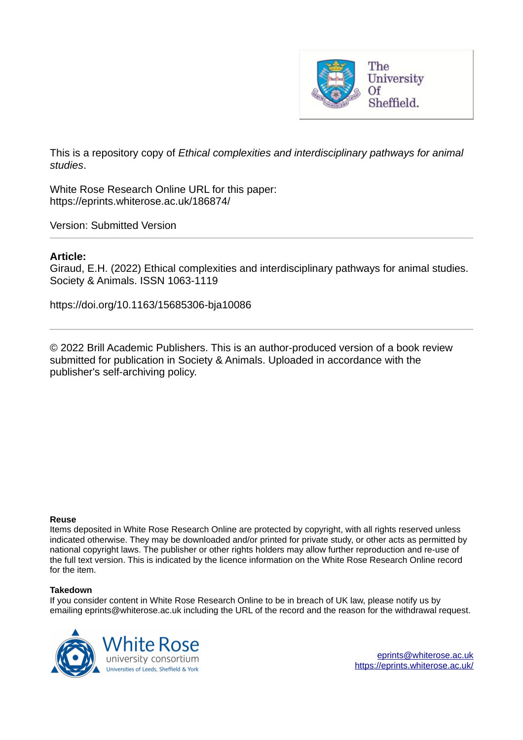This is a repository copy of *Ethical complexities and interdisciplinary pathways for animal studies*.

White Rose Research Online URL for this paper:
https://eprints.whiterose.ac.uk/186874/

Version: Submitted Version

---

**Article:**

Giraud, E.H. (2022) Ethical complexities and interdisciplinary pathways for animal studies. Society & Animals. ISSN 1063-1119

https://doi.org/10.1163/15685306-bja10086

---

© 2022 Brill Academic Publishers. This is an author-produced version of a book review submitted for publication in Society & Animals. Uploaded in accordance with the publisher's self-archiving policy.

**Reuse**

Items deposited in White Rose Research Online are protected by copyright, with all rights reserved unless indicated otherwise. They may be downloaded and/or printed for private study, or other acts as permitted by national copyright laws. The publisher or other rights holders may allow further reproduction and re-use of the full text version. This is indicated by the licence information on the White Rose Research Online record for the item.

**Takedown**

If you consider content in White Rose Research Online to be in breach of UK law, please notify us by emailing eprints@whiterose.ac.uk including the URL of the record and the reason for the withdrawal request.

eprints@whiterose.ac.uk
https://eprints.whiterose.ac.uk/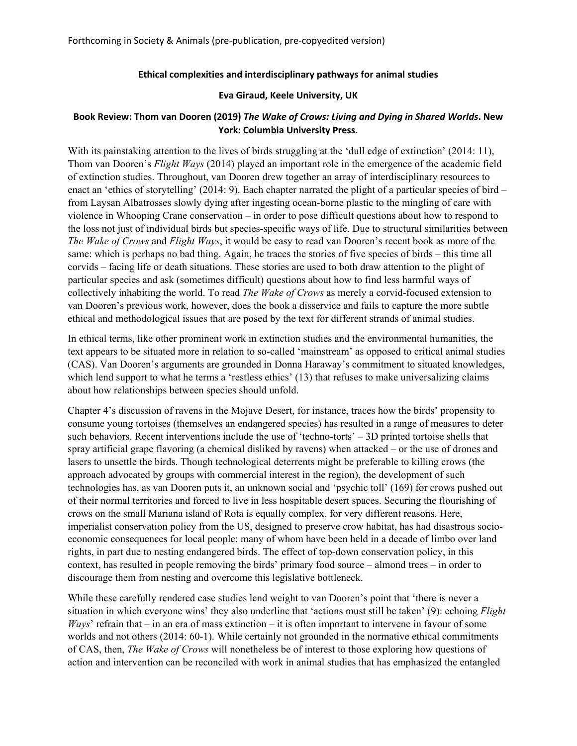**Ethical complexities and interdisciplinary pathways for animal studies**

**Eva Giraud, Keele University, UK**

**Book Review: Thom van Dooren (2019) *The Wake of Crows: Living and Dying in Shared Worlds*. New York: Columbia University Press.**

With its painstaking attention to the lives of birds struggling at the 'dull edge of extinction' (2014: 11), Thom van Dooren's *Flight Ways* (2014) played an important role in the emergence of the academic field of extinction studies. Throughout, van Dooren drew together an array of interdisciplinary resources to enact an 'ethics of storytelling' (2014: 9). Each chapter narrated the plight of a particular species of bird – from Laysan Albatrosses slowly dying after ingesting ocean-borne plastic to the mingling of care with violence in Whooping Crane conservation – in order to pose difficult questions about how to respond to the loss not just of individual birds but species-specific ways of life. Due to structural similarities between *The Wake of Crows* and *Flight Ways*, it would be easy to read van Dooren's recent book as more of the same: which is perhaps no bad thing. Again, he traces the stories of five species of birds – this time all corvids – facing life or death situations. These stories are used to both draw attention to the plight of particular species and ask (sometimes difficult) questions about how to find less harmful ways of collectively inhabiting the world. To read *The Wake of Crows* as merely a corvid-focused extension to van Dooren's previous work, however, does the book a disservice and fails to capture the more subtle ethical and methodological issues that are posed by the text for different strands of animal studies.

In ethical terms, like other prominent work in extinction studies and the environmental humanities, the text appears to be situated more in relation to so-called 'mainstream' as opposed to critical animal studies (CAS). Van Dooren's arguments are grounded in Donna Haraway's commitment to situated knowledges, which lend support to what he terms a 'restless ethics' (13) that refuses to make universalizing claims about how relationships between species should unfold.

Chapter 4's discussion of ravens in the Mojave Desert, for instance, traces how the birds' propensity to consume young tortoises (themselves an endangered species) has resulted in a range of measures to deter such behaviors. Recent interventions include the use of 'techno-torts' – 3D printed tortoise shells that spray artificial grape flavoring (a chemical disliked by ravens) when attacked – or the use of drones and lasers to unsettle the birds. Though technological deterrents might be preferable to killing crows (the approach advocated by groups with commercial interest in the region), the development of such technologies has, as van Dooren puts it, an unknown social and 'psychic toll' (169) for crows pushed out of their normal territories and forced to live in less hospitable desert spaces. Securing the flourishing of crows on the small Mariana island of Rota is equally complex, for very different reasons. Here, imperialist conservation policy from the US, designed to preserve crow habitat, has had disastrous socio-economic consequences for local people: many of whom have been held in a decade of limbo over land rights, in part due to nesting endangered birds. The effect of top-down conservation policy, in this context, has resulted in people removing the birds' primary food source – almond trees – in order to discourage them from nesting and overcome this legislative bottleneck.

While these carefully rendered case studies lend weight to van Dooren's point that 'there is never a situation in which everyone wins' they also underline that 'actions must still be taken' (9): echoing *Flight Ways*' refrain that – in an era of mass extinction – it is often important to intervene in favour of some worlds and not others (2014: 60-1). While certainly not grounded in the normative ethical commitments of CAS, then, *The Wake of Crows* will nonetheless be of interest to those exploring how questions of action and intervention can be reconciled with work in animal studies that has emphasized the entangled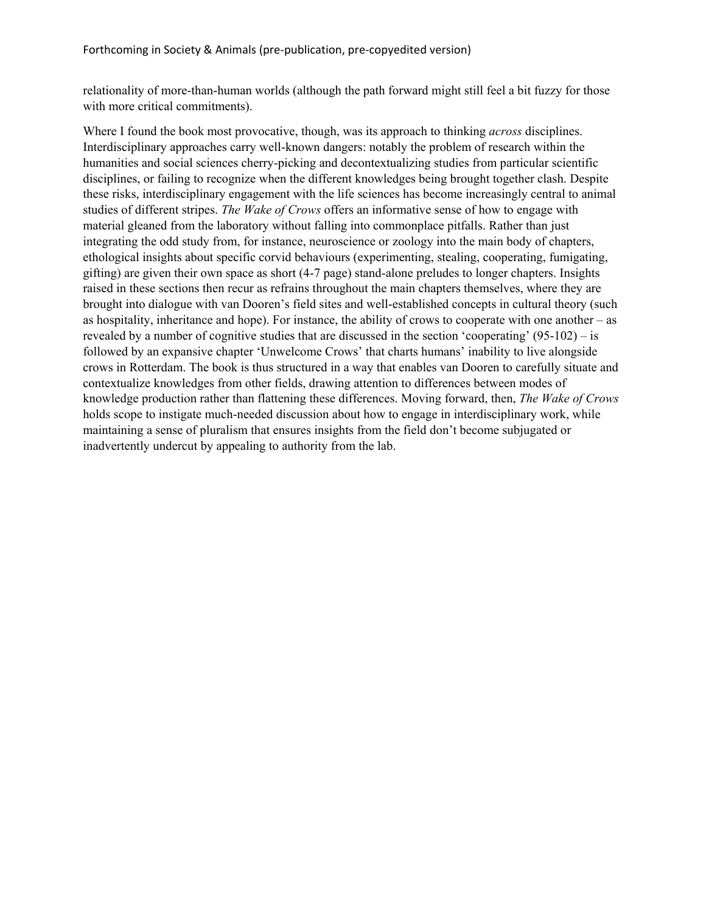relationality of more-than-human worlds (although the path forward might still feel a bit fuzzy for those with more critical commitments).

Where I found the book most provocative, though, was its approach to thinking *across* disciplines. Interdisciplinary approaches carry well-known dangers: notably the problem of research within the humanities and social sciences cherry-picking and decontextualizing studies from particular scientific disciplines, or failing to recognize when the different knowledges being brought together clash. Despite these risks, interdisciplinary engagement with the life sciences has become increasingly central to animal studies of different stripes. *The Wake of Crows* offers an informative sense of how to engage with material gleaned from the laboratory without falling into commonplace pitfalls. Rather than just integrating the odd study from, for instance, neuroscience or zoology into the main body of chapters, ethological insights about specific corvid behaviours (experimenting, stealing, cooperating, fumigating, gifting) are given their own space as short (4-7 page) stand-alone preludes to longer chapters. Insights raised in these sections then recur as refrains throughout the main chapters themselves, where they are brought into dialogue with van Dooren's field sites and well-established concepts in cultural theory (such as hospitality, inheritance and hope). For instance, the ability of crows to cooperate with one another – as revealed by a number of cognitive studies that are discussed in the section 'cooperating' (95-102) – is followed by an expansive chapter 'Unwelcome Crows' that charts humans' inability to live alongside crows in Rotterdam. The book is thus structured in a way that enables van Dooren to carefully situate and contextualize knowledges from other fields, drawing attention to differences between modes of knowledge production rather than flattening these differences. Moving forward, then, *The Wake of Crows* holds scope to instigate much-needed discussion about how to engage in interdisciplinary work, while maintaining a sense of pluralism that ensures insights from the field don't become subjugated or inadvertently undercut by appealing to authority from the lab.